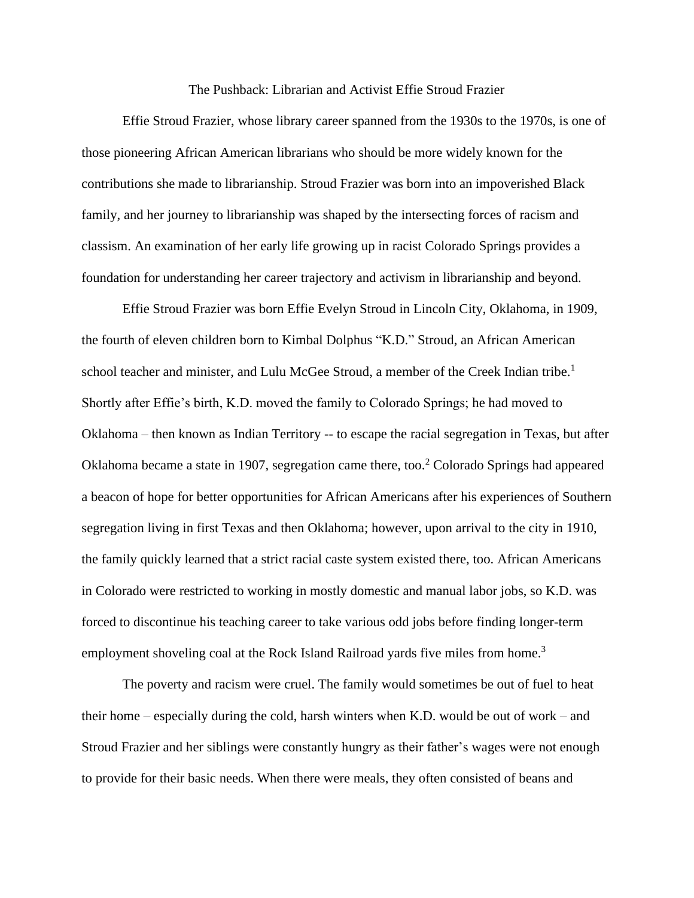# The Pushback: Librarian and Activist Effie Stroud Frazier

Effie Stroud Frazier, whose library career spanned from the 1930s to the 1970s, is one of those pioneering African American librarians who should be more widely known for the contributions she made to librarianship. Stroud Frazier was born into an impoverished Black family, and her journey to librarianship was shaped by the intersecting forces of racism and classism. An examination of her early life growing up in racist Colorado Springs provides a foundation for understanding her career trajectory and activism in librarianship and beyond.

Effie Stroud Frazier was born Effie Evelyn Stroud in Lincoln City, Oklahoma, in 1909, the fourth of eleven children born to Kimbal Dolphus "K.D." Stroud, an African American school teacher and minister, and Lulu McGee Stroud, a member of the Creek Indian tribe.[1] Shortly after Effie's birth, K.D. moved the family to Colorado Springs; he had moved to Oklahoma – then known as Indian Territory -- to escape the racial segregation in Texas, but after Oklahoma became a state in 1907, segregation came there, too.[2] Colorado Springs had appeared a beacon of hope for better opportunities for African Americans after his experiences of Southern segregation living in first Texas and then Oklahoma; however, upon arrival to the city in 1910, the family quickly learned that a strict racial caste system existed there, too. African Americans in Colorado were restricted to working in mostly domestic and manual labor jobs, so K.D. was forced to discontinue his teaching career to take various odd jobs before finding longer-term employment shoveling coal at the Rock Island Railroad yards five miles from home.[3]

The poverty and racism were cruel. The family would sometimes be out of fuel to heat their home – especially during the cold, harsh winters when K.D. would be out of work – and Stroud Frazier and her siblings were constantly hungry as their father's wages were not enough to provide for their basic needs. When there were meals, they often consisted of beans and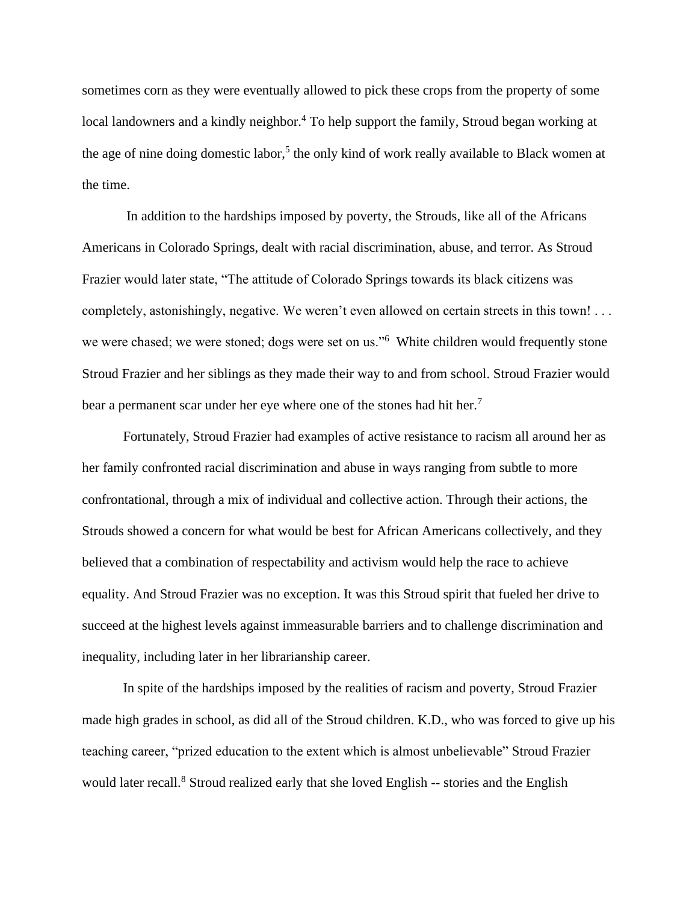sometimes corn as they were eventually allowed to pick these crops from the property of some local landowners and a kindly neighbor.[4] To help support the family, Stroud began working at the age of nine doing domestic labor,[5] the only kind of work really available to Black women at the time.

In addition to the hardships imposed by poverty, the Strouds, like all of the Africans Americans in Colorado Springs, dealt with racial discrimination, abuse, and terror. As Stroud Frazier would later state, "The attitude of Colorado Springs towards its black citizens was completely, astonishingly, negative. We weren't even allowed on certain streets in this town! . . . we were chased; we were stoned; dogs were set on us."[6] White children would frequently stone Stroud Frazier and her siblings as they made their way to and from school. Stroud Frazier would bear a permanent scar under her eye where one of the stones had hit her.[7]

Fortunately, Stroud Frazier had examples of active resistance to racism all around her as her family confronted racial discrimination and abuse in ways ranging from subtle to more confrontational, through a mix of individual and collective action. Through their actions, the Strouds showed a concern for what would be best for African Americans collectively, and they believed that a combination of respectability and activism would help the race to achieve equality. And Stroud Frazier was no exception. It was this Stroud spirit that fueled her drive to succeed at the highest levels against immeasurable barriers and to challenge discrimination and inequality, including later in her librarianship career.

In spite of the hardships imposed by the realities of racism and poverty, Stroud Frazier made high grades in school, as did all of the Stroud children. K.D., who was forced to give up his teaching career, "prized education to the extent which is almost unbelievable" Stroud Frazier would later recall.[8] Stroud realized early that she loved English -- stories and the English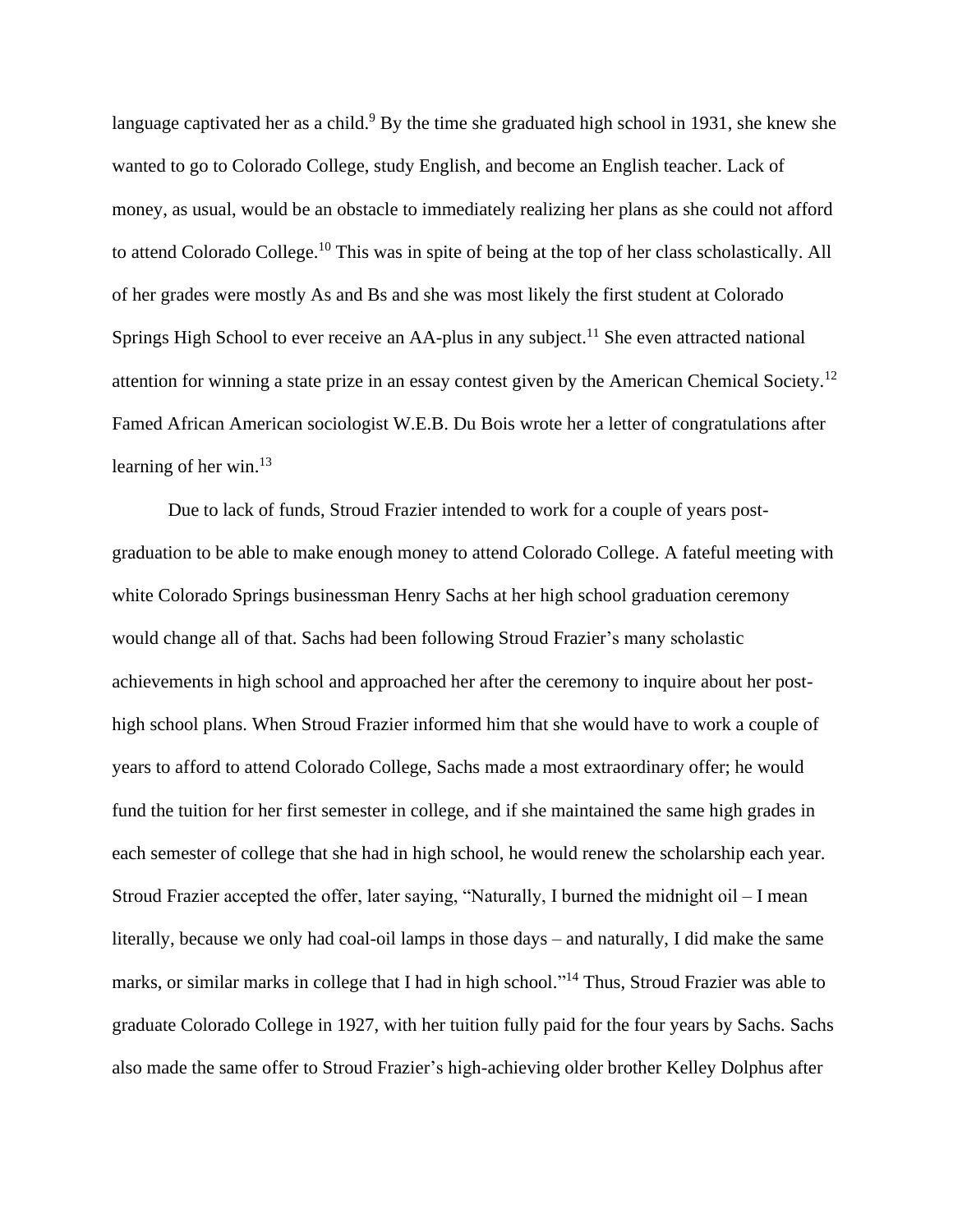language captivated her as a child.[9] By the time she graduated high school in 1931, she knew she wanted to go to Colorado College, study English, and become an English teacher. Lack of money, as usual, would be an obstacle to immediately realizing her plans as she could not afford to attend Colorado College.[10] This was in spite of being at the top of her class scholastically. All of her grades were mostly As and Bs and she was most likely the first student at Colorado Springs High School to ever receive an AA-plus in any subject.[11] She even attracted national attention for winning a state prize in an essay contest given by the American Chemical Society.[12] Famed African American sociologist W.E.B. Du Bois wrote her a letter of congratulations after learning of her win.[13]

Due to lack of funds, Stroud Frazier intended to work for a couple of years post-graduation to be able to make enough money to attend Colorado College. A fateful meeting with white Colorado Springs businessman Henry Sachs at her high school graduation ceremony would change all of that. Sachs had been following Stroud Frazier's many scholastic achievements in high school and approached her after the ceremony to inquire about her post-high school plans. When Stroud Frazier informed him that she would have to work a couple of years to afford to attend Colorado College, Sachs made a most extraordinary offer; he would fund the tuition for her first semester in college, and if she maintained the same high grades in each semester of college that she had in high school, he would renew the scholarship each year. Stroud Frazier accepted the offer, later saying, "Naturally, I burned the midnight oil – I mean literally, because we only had coal-oil lamps in those days – and naturally, I did make the same marks, or similar marks in college that I had in high school."[14] Thus, Stroud Frazier was able to graduate Colorado College in 1927, with her tuition fully paid for the four years by Sachs. Sachs also made the same offer to Stroud Frazier's high-achieving older brother Kelley Dolphus after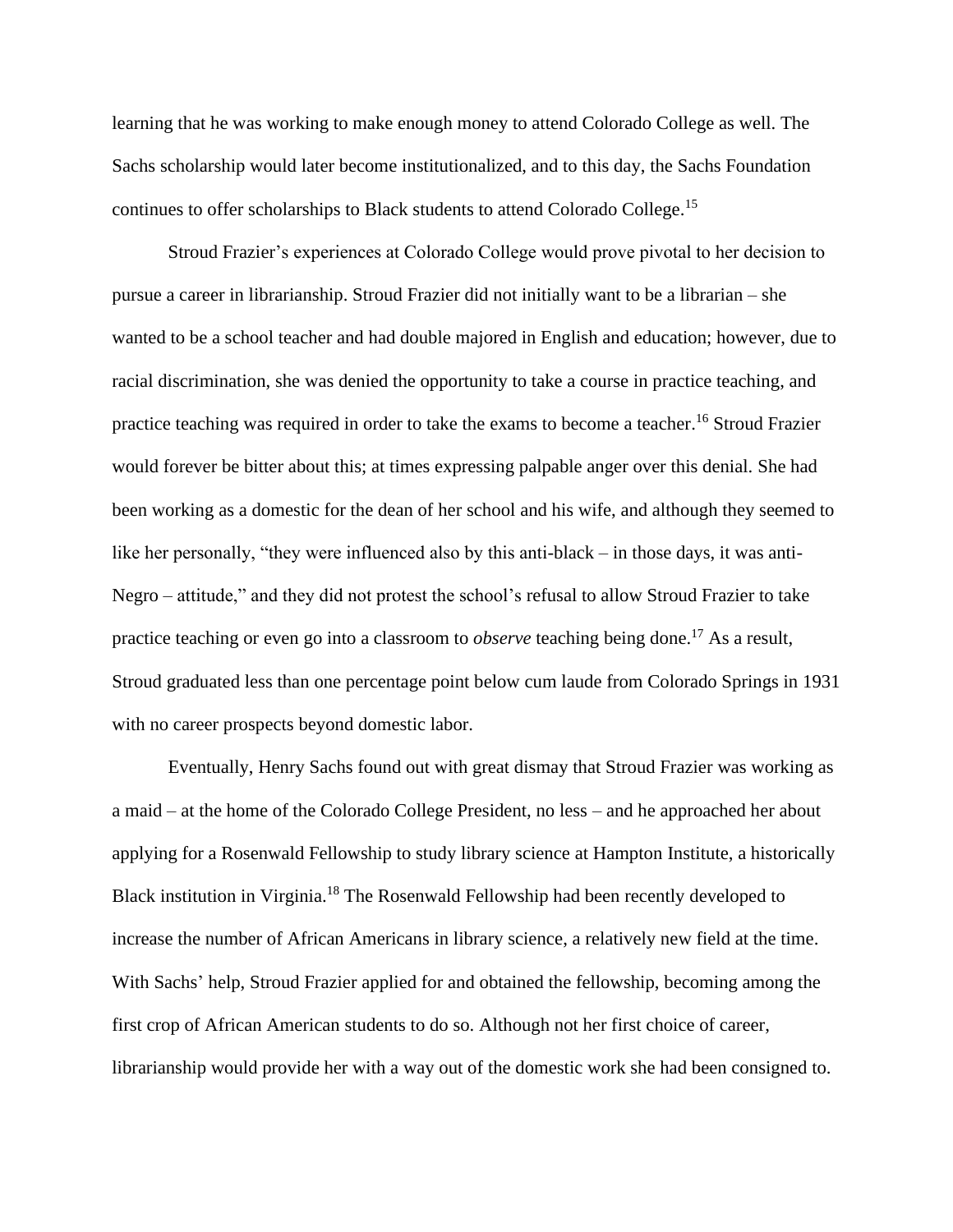learning that he was working to make enough money to attend Colorado College as well. The Sachs scholarship would later become institutionalized, and to this day, the Sachs Foundation continues to offer scholarships to Black students to attend Colorado College.[15]

Stroud Frazier's experiences at Colorado College would prove pivotal to her decision to pursue a career in librarianship. Stroud Frazier did not initially want to be a librarian – she wanted to be a school teacher and had double majored in English and education; however, due to racial discrimination, she was denied the opportunity to take a course in practice teaching, and practice teaching was required in order to take the exams to become a teacher.[16] Stroud Frazier would forever be bitter about this; at times expressing palpable anger over this denial. She had been working as a domestic for the dean of her school and his wife, and although they seemed to like her personally, "they were influenced also by this anti-black – in those days, it was anti-Negro – attitude," and they did not protest the school's refusal to allow Stroud Frazier to take practice teaching or even go into a classroom to *observe* teaching being done.[17] As a result, Stroud graduated less than one percentage point below cum laude from Colorado Springs in 1931 with no career prospects beyond domestic labor.

Eventually, Henry Sachs found out with great dismay that Stroud Frazier was working as a maid – at the home of the Colorado College President, no less – and he approached her about applying for a Rosenwald Fellowship to study library science at Hampton Institute, a historically Black institution in Virginia.[18] The Rosenwald Fellowship had been recently developed to increase the number of African Americans in library science, a relatively new field at the time. With Sachs' help, Stroud Frazier applied for and obtained the fellowship, becoming among the first crop of African American students to do so. Although not her first choice of career, librarianship would provide her with a way out of the domestic work she had been consigned to.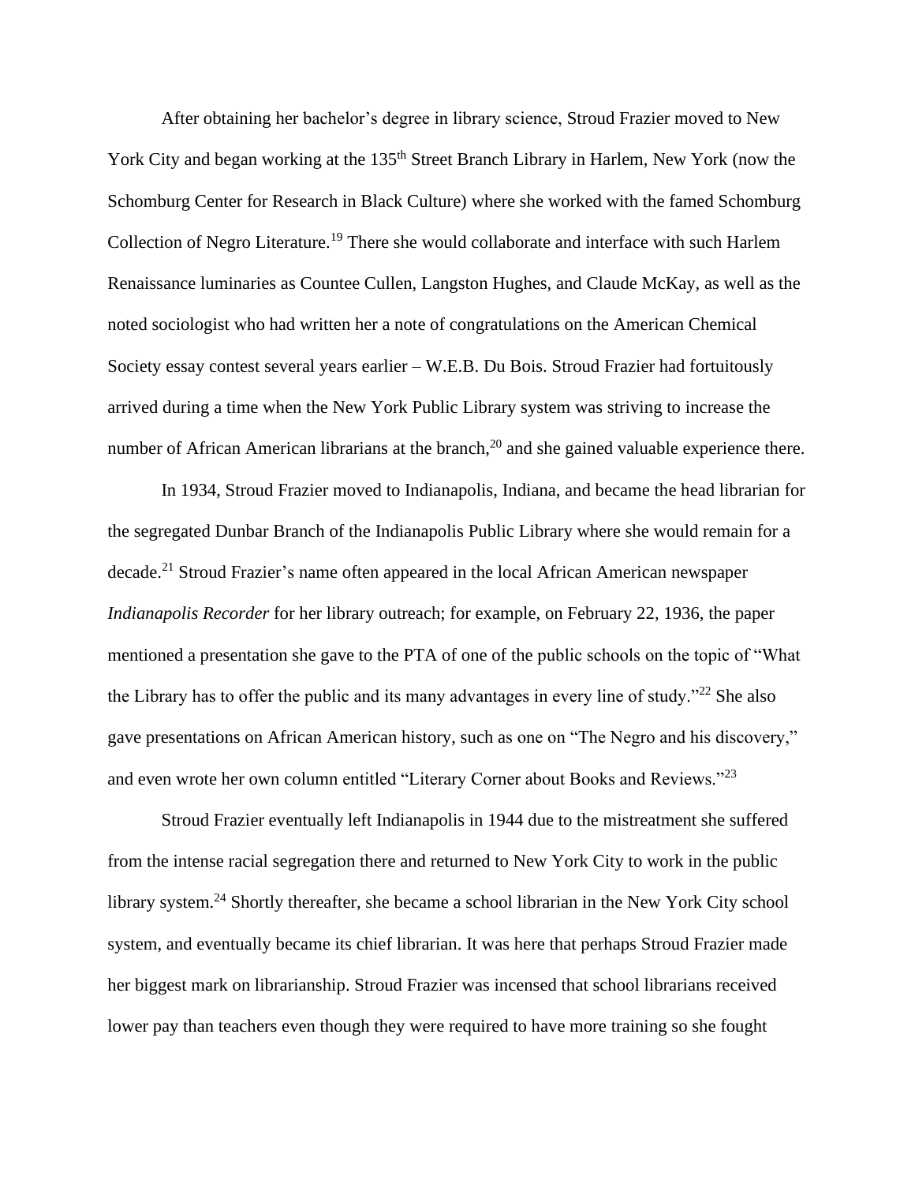After obtaining her bachelor's degree in library science, Stroud Frazier moved to New York City and began working at the 135th Street Branch Library in Harlem, New York (now the Schomburg Center for Research in Black Culture) where she worked with the famed Schomburg Collection of Negro Literature.[19] There she would collaborate and interface with such Harlem Renaissance luminaries as Countee Cullen, Langston Hughes, and Claude McKay, as well as the noted sociologist who had written her a note of congratulations on the American Chemical Society essay contest several years earlier – W.E.B. Du Bois. Stroud Frazier had fortuitously arrived during a time when the New York Public Library system was striving to increase the number of African American librarians at the branch,[20] and she gained valuable experience there.

In 1934, Stroud Frazier moved to Indianapolis, Indiana, and became the head librarian for the segregated Dunbar Branch of the Indianapolis Public Library where she would remain for a decade.[21] Stroud Frazier's name often appeared in the local African American newspaper *Indianapolis Recorder* for her library outreach; for example, on February 22, 1936, the paper mentioned a presentation she gave to the PTA of one of the public schools on the topic of "What the Library has to offer the public and its many advantages in every line of study."[22] She also gave presentations on African American history, such as one on "The Negro and his discovery," and even wrote her own column entitled "Literary Corner about Books and Reviews."[23]

Stroud Frazier eventually left Indianapolis in 1944 due to the mistreatment she suffered from the intense racial segregation there and returned to New York City to work in the public library system.[24] Shortly thereafter, she became a school librarian in the New York City school system, and eventually became its chief librarian. It was here that perhaps Stroud Frazier made her biggest mark on librarianship. Stroud Frazier was incensed that school librarians received lower pay than teachers even though they were required to have more training so she fought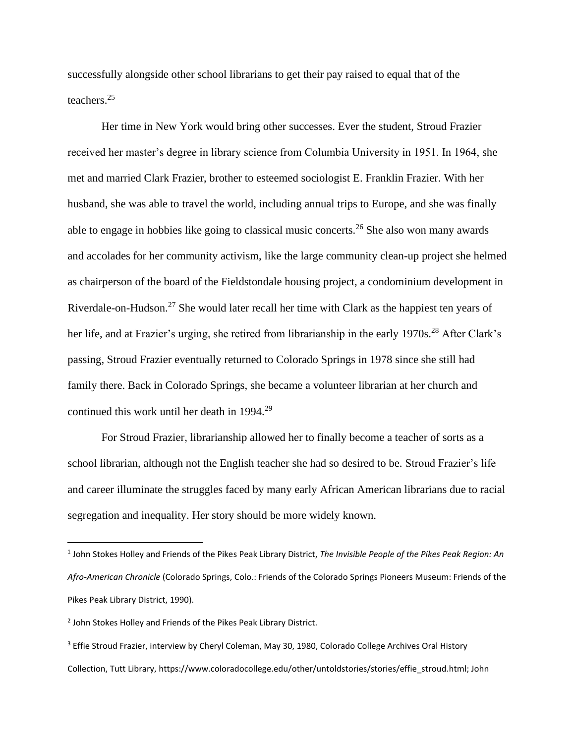successfully alongside other school librarians to get their pay raised to equal that of the teachers.[25]

Her time in New York would bring other successes. Ever the student, Stroud Frazier received her master's degree in library science from Columbia University in 1951. In 1964, she met and married Clark Frazier, brother to esteemed sociologist E. Franklin Frazier. With her husband, she was able to travel the world, including annual trips to Europe, and she was finally able to engage in hobbies like going to classical music concerts.[26] She also won many awards and accolades for her community activism, like the large community clean-up project she helmed as chairperson of the board of the Fieldstondale housing project, a condominium development in Riverdale-on-Hudson.[27] She would later recall her time with Clark as the happiest ten years of her life, and at Frazier's urging, she retired from librarianship in the early 1970s.[28] After Clark's passing, Stroud Frazier eventually returned to Colorado Springs in 1978 since she still had family there. Back in Colorado Springs, she became a volunteer librarian at her church and continued this work until her death in 1994.[29]

For Stroud Frazier, librarianship allowed her to finally become a teacher of sorts as a school librarian, although not the English teacher she had so desired to be. Stroud Frazier's life and career illuminate the struggles faced by many early African American librarians due to racial segregation and inequality. Her story should be more widely known.

---

[1] John Stokes Holley and Friends of the Pikes Peak Library District, *The Invisible People of the Pikes Peak Region: An Afro-American Chronicle* (Colorado Springs, Colo.: Friends of the Colorado Springs Pioneers Museum: Friends of the Pikes Peak Library District, 1990).

[2] John Stokes Holley and Friends of the Pikes Peak Library District.

[3] Effie Stroud Frazier, interview by Cheryl Coleman, May 30, 1980, Colorado College Archives Oral History Collection, Tutt Library, https://www.coloradocollege.edu/other/untoldstories/stories/effie_stroud.html; John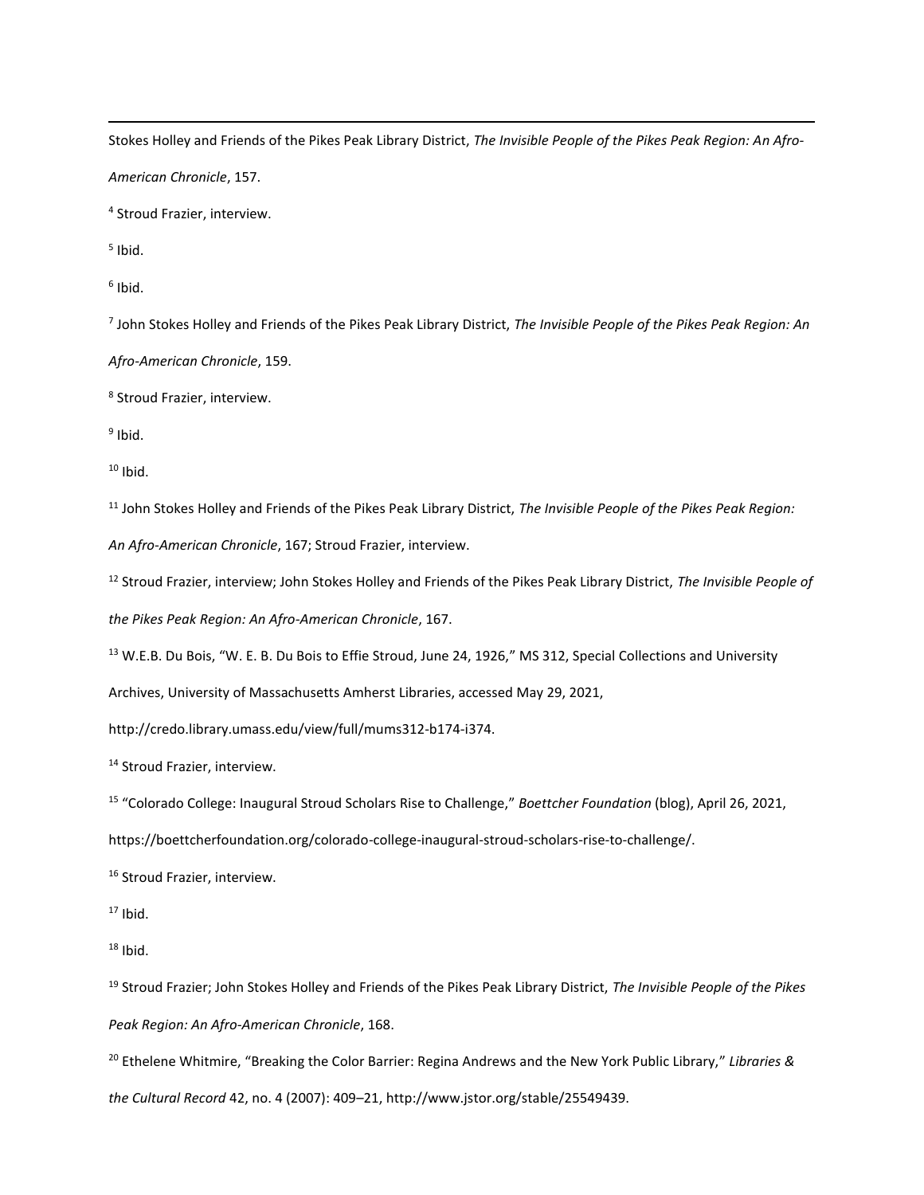Stokes Holley and Friends of the Pikes Peak Library District, *The Invisible People of the Pikes Peak Region: An Afro-American Chronicle*, 157.

[4] Stroud Frazier, interview.

[5] Ibid.

[6] Ibid.

[7] John Stokes Holley and Friends of the Pikes Peak Library District, *The Invisible People of the Pikes Peak Region: An Afro-American Chronicle*, 159.

[8] Stroud Frazier, interview.

[9] Ibid.

[10] Ibid.

[11] John Stokes Holley and Friends of the Pikes Peak Library District, *The Invisible People of the Pikes Peak Region: An Afro-American Chronicle*, 167; Stroud Frazier, interview.

[12] Stroud Frazier, interview; John Stokes Holley and Friends of the Pikes Peak Library District, *The Invisible People of the Pikes Peak Region: An Afro-American Chronicle*, 167.

[13] W.E.B. Du Bois, "W. E. B. Du Bois to Effie Stroud, June 24, 1926," MS 312, Special Collections and University Archives, University of Massachusetts Amherst Libraries, accessed May 29, 2021, http://credo.library.umass.edu/view/full/mums312-b174-i374.

[14] Stroud Frazier, interview.

[15] "Colorado College: Inaugural Stroud Scholars Rise to Challenge," *Boettcher Foundation* (blog), April 26, 2021, https://boettcherfoundation.org/colorado-college-inaugural-stroud-scholars-rise-to-challenge/.

[16] Stroud Frazier, interview.

[17] Ibid.

[18] Ibid.

[19] Stroud Frazier; John Stokes Holley and Friends of the Pikes Peak Library District, *The Invisible People of the Pikes Peak Region: An Afro-American Chronicle*, 168.

[20] Ethelene Whitmire, "Breaking the Color Barrier: Regina Andrews and the New York Public Library," *Libraries & the Cultural Record* 42, no. 4 (2007): 409–21, http://www.jstor.org/stable/25549439.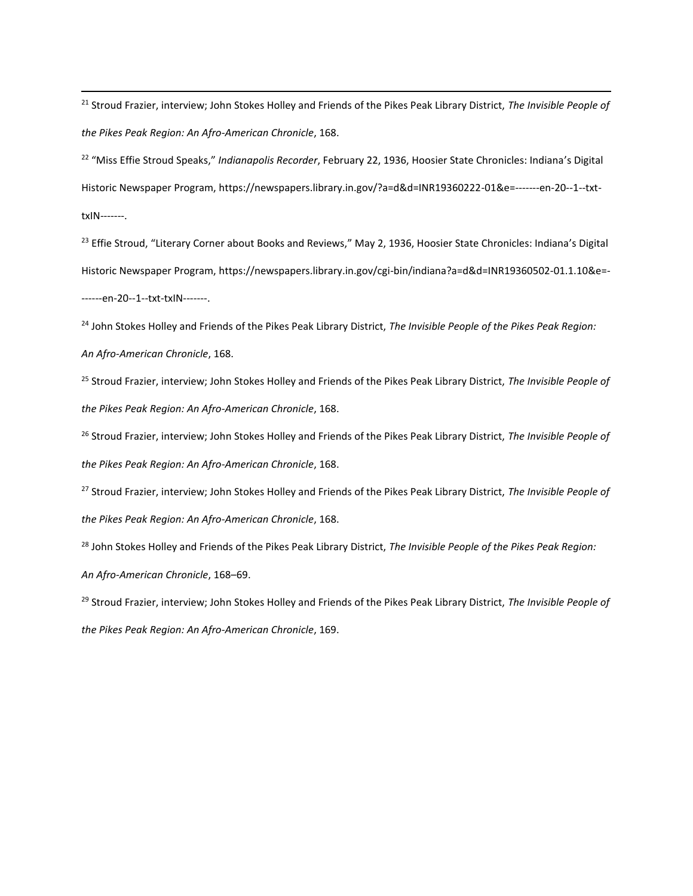[21] Stroud Frazier, interview; John Stokes Holley and Friends of the Pikes Peak Library District, *The Invisible People of the Pikes Peak Region: An Afro-American Chronicle*, 168.

[22] "Miss Effie Stroud Speaks," *Indianapolis Recorder*, February 22, 1936, Hoosier State Chronicles: Indiana's Digital Historic Newspaper Program, https://newspapers.library.in.gov/?a=d&d=INR19360222-01&e=-------en-20--1--txt-txIN-------.

[23] Effie Stroud, "Literary Corner about Books and Reviews," May 2, 1936, Hoosier State Chronicles: Indiana's Digital Historic Newspaper Program, https://newspapers.library.in.gov/cgi-bin/indiana?a=d&d=INR19360502-01.1.10&e=-------en-20--1--txt-txIN-------.

[24] John Stokes Holley and Friends of the Pikes Peak Library District, *The Invisible People of the Pikes Peak Region: An Afro-American Chronicle*, 168.

[25] Stroud Frazier, interview; John Stokes Holley and Friends of the Pikes Peak Library District, *The Invisible People of the Pikes Peak Region: An Afro-American Chronicle*, 168.

[26] Stroud Frazier, interview; John Stokes Holley and Friends of the Pikes Peak Library District, *The Invisible People of the Pikes Peak Region: An Afro-American Chronicle*, 168.

[27] Stroud Frazier, interview; John Stokes Holley and Friends of the Pikes Peak Library District, *The Invisible People of the Pikes Peak Region: An Afro-American Chronicle*, 168.

[28] John Stokes Holley and Friends of the Pikes Peak Library District, *The Invisible People of the Pikes Peak Region: An Afro-American Chronicle*, 168–69.

[29] Stroud Frazier, interview; John Stokes Holley and Friends of the Pikes Peak Library District, *The Invisible People of the Pikes Peak Region: An Afro-American Chronicle*, 169.